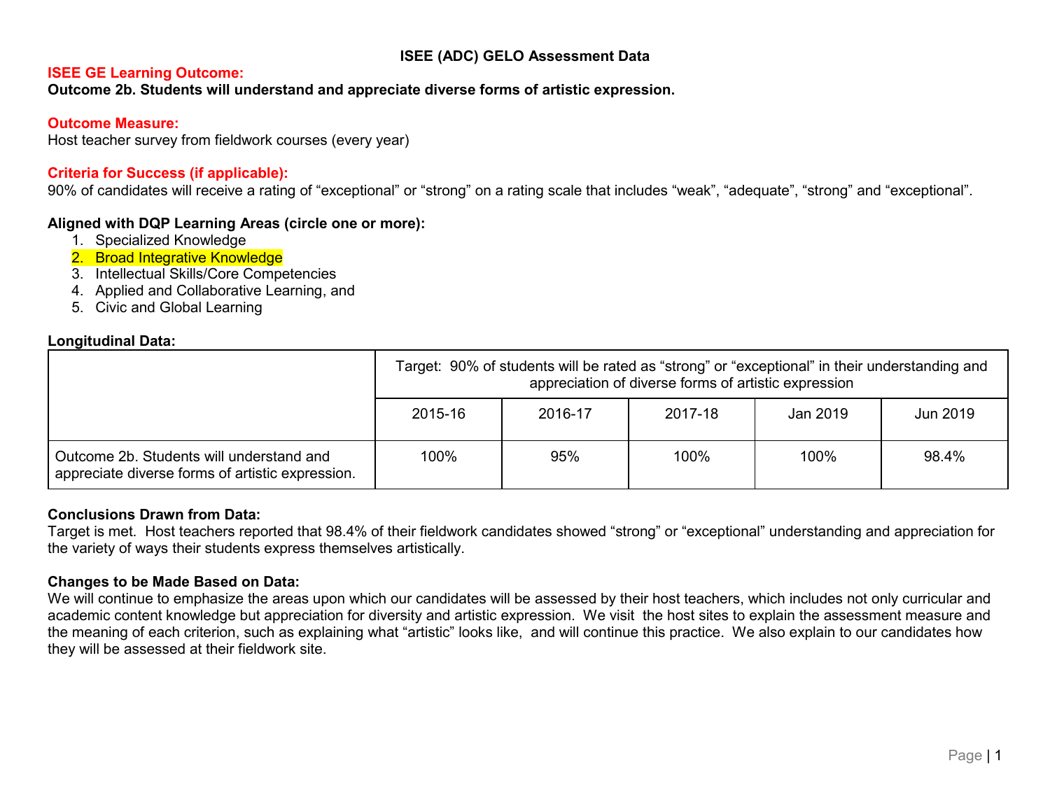# ISEE (ADC) GELO Assessment Data

**ISEE GE Learning Outcome:**

**Outcome 2b. Students will understand and appreciate diverse forms of artistic expression.**

**Outcome Measure:**

Host teacher survey from fieldwork courses (every year)

**Criteria for Success (if applicable):**

90% of candidates will receive a rating of "exceptional" or "strong" on a rating scale that includes "weak", "adequate", "strong" and "exceptional".

**Aligned with DQP Learning Areas (circle one or more):**

1. Specialized Knowledge
2. Broad Integrative Knowledge
3. Intellectual Skills/Core Competencies
4. Applied and Collaborative Learning, and
5. Civic and Global Learning

**Longitudinal Data:**

| | Target: 90% of students will be rated as "strong" or "exceptional" in their understanding and appreciation of diverse forms of artistic expression | | | | |
|---|---|---|---|---|---|
| | 2015-16 | 2016-17 | 2017-18 | Jan 2019 | Jun 2019 |
| Outcome 2b. Students will understand and appreciate diverse forms of artistic expression. | 100% | 95% | 100% | 100% | 98.4% |

**Conclusions Drawn from Data:**

Target is met. Host teachers reported that 98.4% of their fieldwork candidates showed "strong" or "exceptional" understanding and appreciation for the variety of ways their students express themselves artistically.

**Changes to be Made Based on Data:**

We will continue to emphasize the areas upon which our candidates will be assessed by their host teachers, which includes not only curricular and academic content knowledge but appreciation for diversity and artistic expression. We visit the host sites to explain the assessment measure and the meaning of each criterion, such as explaining what "artistic" looks like, and will continue this practice. We also explain to our candidates how they will be assessed at their fieldwork site.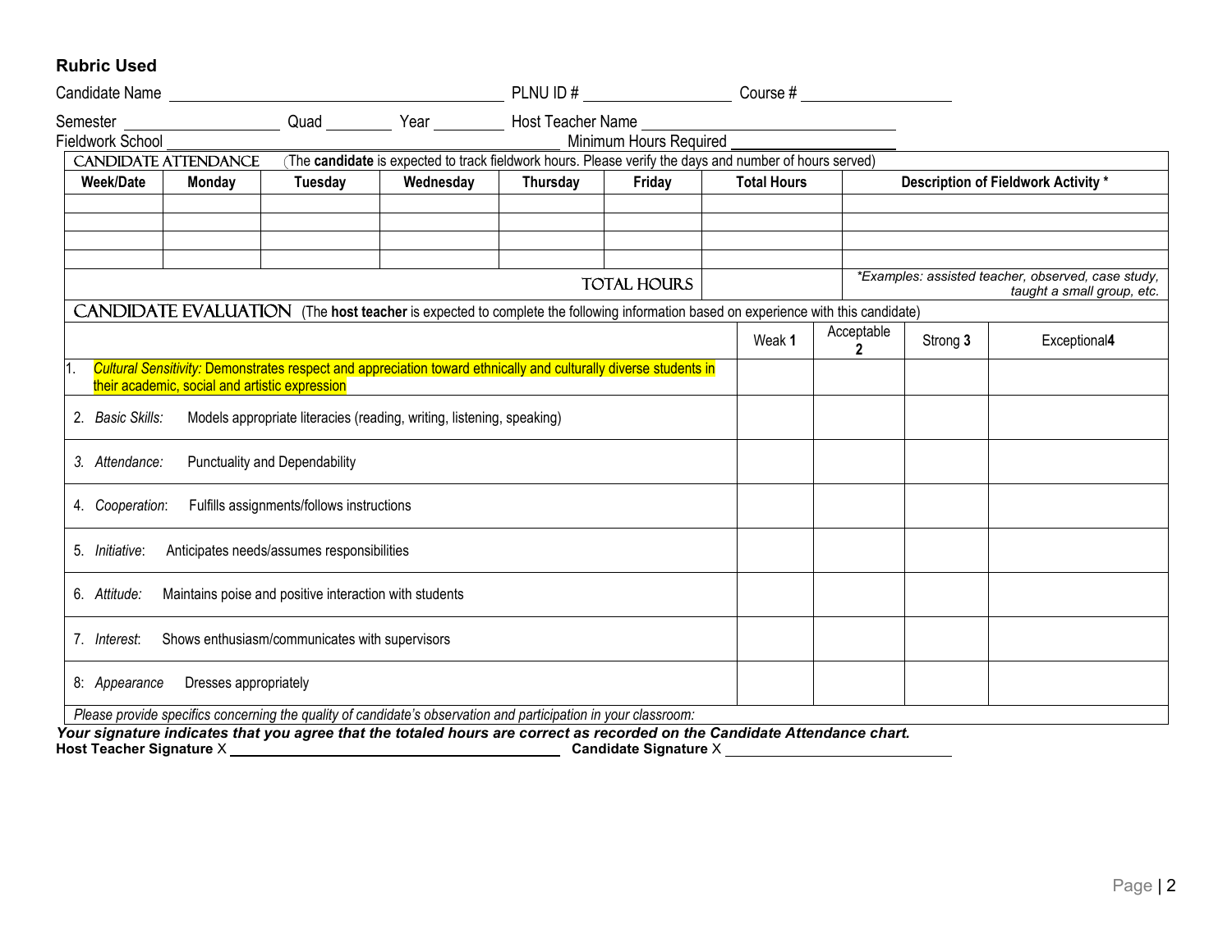## Rubric Used

Candidate Name \_\_\_\_\_\_\_\_\_\_\_\_\_\_\_\_\_\_\_\_\_\_\_\_\_\_\_\_\_\_ PLNU ID # \_\_\_\_\_\_\_\_\_\_\_\_\_\_ Course # \_\_\_\_\_\_\_\_\_\_\_\_\_\_

Semester \_\_\_\_\_\_\_\_\_\_\_\_\_\_ Quad \_\_\_\_\_\_ Year \_\_\_\_\_\_ Host Teacher Name \_\_\_\_\_\_\_\_\_\_\_\_\_\_\_\_\_\_\_\_\_\_\_\_

Fieldwork School \_\_\_\_\_\_\_\_\_\_\_\_\_\_\_\_\_\_\_\_\_\_\_\_\_\_\_\_\_\_\_\_\_\_\_\_ Minimum Hours Required \_\_\_\_\_\_\_\_\_\_\_\_\_\_\_

**CANDIDATE ATTENDANCE** (The **candidate** is expected to track fieldwork hours. Please verify the days and number of hours served)

| Week/Date | Monday | Tuesday | Wednesday | Thursday | Friday | Total Hours | Description of Fieldwork Activity * |
|---|---|---|---|---|---|---|---|
| | | | | | | | |
| | | | | | | | |
| | | | | | | | |
| | | | | | | | |
| | | | | | | | |
| | | | | | TOTAL HOURS | | *Examples: assisted teacher, observed, case study, taught a small group, etc.* |

**CANDIDATE EVALUATION** (The **host teacher** is expected to complete the following information based on experience with this candidate)

| | Weak **1** | Acceptable **2** | Strong **3** | Exceptional**4** |
|---|---|---|---|---|
| 1. *Cultural Sensitivity:* Demonstrates respect and appreciation toward ethnically and culturally diverse students in their academic, social and artistic expression | | | | |
| 2. *Basic Skills:* Models appropriate literacies (reading, writing, listening, speaking) | | | | |
| 3. *Attendance:* Punctuality and Dependability | | | | |
| 4. *Cooperation*: Fulfills assignments/follows instructions | | | | |
| 5. *Initiative*: Anticipates needs/assumes responsibilities | | | | |
| 6. *Attitude:* Maintains poise and positive interaction with students | | | | |
| 7. *Interest*: Shows enthusiasm/communicates with supervisors | | | | |
| 8: *Appearance* Dresses appropriately | | | | |

*Please provide specifics concerning the quality of candidate's observation and participation in your classroom:*

***Your signature indicates that you agree that the totaled hours are correct as recorded on the Candidate Attendance chart.***

**Host Teacher Signature** X \_\_\_\_\_\_\_\_\_\_\_\_\_\_\_\_\_\_\_\_\_\_\_\_\_\_\_\_\_\_ **Candidate Signature** X \_\_\_\_\_\_\_\_\_\_\_\_\_\_\_\_\_\_\_\_\_\_